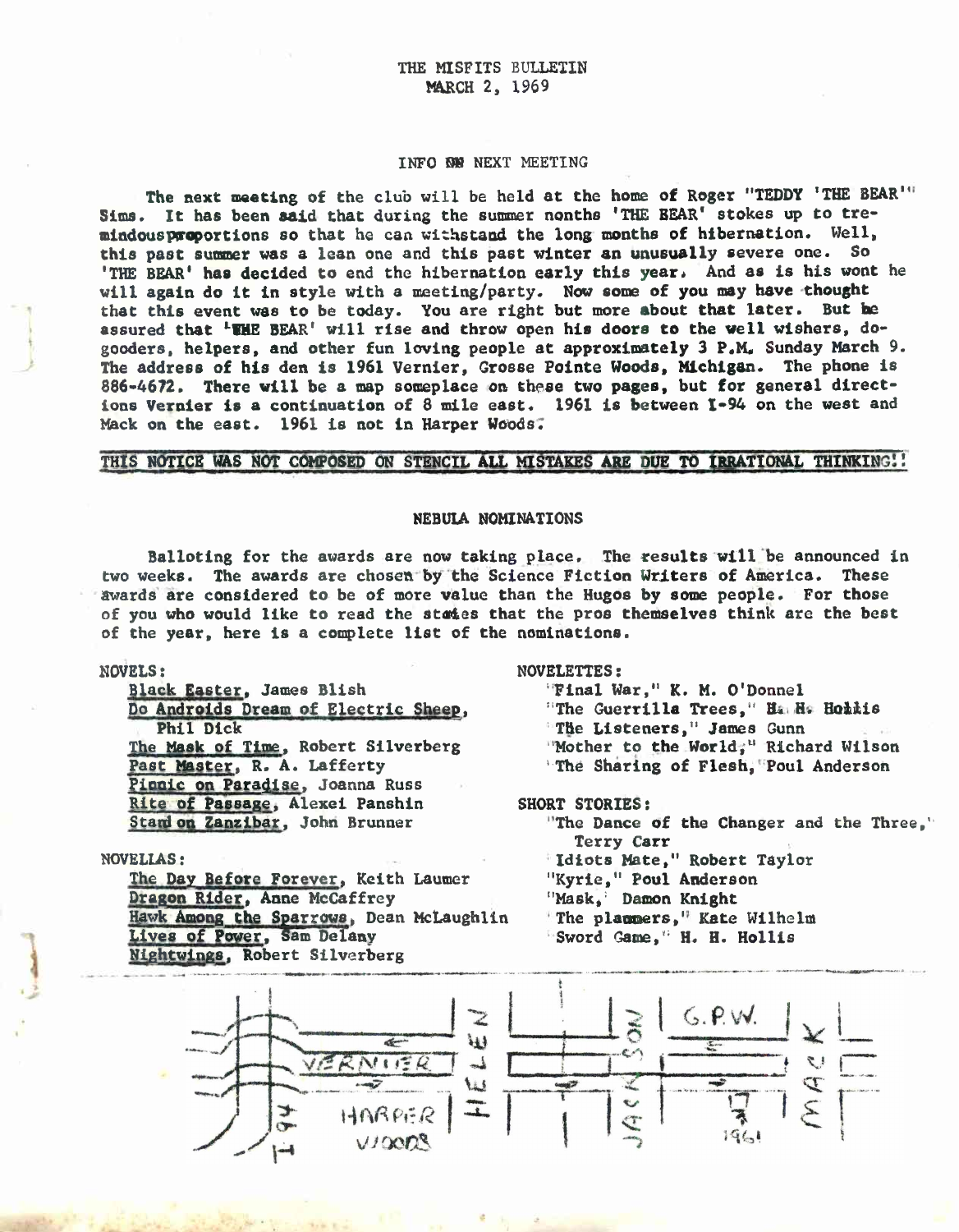# THE MISFITS BULLETIN
## MARCH 2, 1969

### INFO ON NEXT MEETING

The next meeting of the club will be held at the home of Roger "TEDDY 'THE BEAR'" Sims. It has been said that during the summer nonths 'THE BEAR' stokes up to tremindousproportions so that he can withstand the long months of hibernation. Well, this past summer was a lean one and this past winter an unusually severe one. So 'THE BEAR' has decided to end the hibernation early this year. And as is his wont he will again do it in style with a meeting/party. Now some of you may have thought that this event was to be today. You are right but more about that later. But be assured that 'THE BEAR' will rise and throw open his doors to the well wishers, do-gooders, helpers, and other fun loving people at approximately 3 P.M. Sunday March 9. The address of his den is 1961 Vernier, Grosse Pointe Woods, Michigan. The phone is 886-4672. There will be a map someplace on these two pages, but for general directions Vernier is a continuation of 8 mile east. 1961 is between I-94 on the west and Mack on the east. 1961 is not in Harper Woods.

**THIS NOTICE WAS NOT COMPOSED ON STENCIL ALL MISTAKES ARE DUE TO IRRATIONAL THINKING!!**

### NEBULA NOMINATIONS

Balloting for the awards are now taking place. The results will be announced in two weeks. The awards are chosen by the Science Fiction Writers of America. These awards are considered to be of more value than the Hugos by some people. For those of you who would like to read the stories that the pros themselves think are the best of the year, here is a complete list of the nominations.

NOVELS:

- Black Easter, James Blish
- Do Androids Dream of Electric Sheep, Phil Dick
- The Mask of Time, Robert Silverberg
- Past Master, R. A. Lafferty
- Picnic on Paradise, Joanna Russ
- Rite of Passage, Alexei Panshin
- Stand on Zanzibar, John Brunner

NOVELLAS:

- The Day Before Forever, Keith Laumer
- Dragon Rider, Anne McCaffrey
- Hawk Among the Sparrows, Dean McLaughlin
- Lives of Power, Sam Delany
- Nightwings, Robert Silverberg

NOVELETTES:

- "Final War," K. M. O'Donnel
- "The Guerrilla Trees," H. H. Hollis
- "The Listeners," James Gunn
- "Mother to the World," Richard Wilson
- "The Sharing of Flesh," Poul Anderson

SHORT STORIES:

- "The Dance of the Changer and the Three," Terry Carr
- "Idiots Mate," Robert Taylor
- "Kyrie," Poul Anderson
- "Mask," Damon Knight
- "The planners," Kate Wilhelm
- "Sword Game," H. H. Hollis

I 94 — VERNIER — HARPER WOODS — HELEN — JACKSON — G.P.W. — 1961 — MACK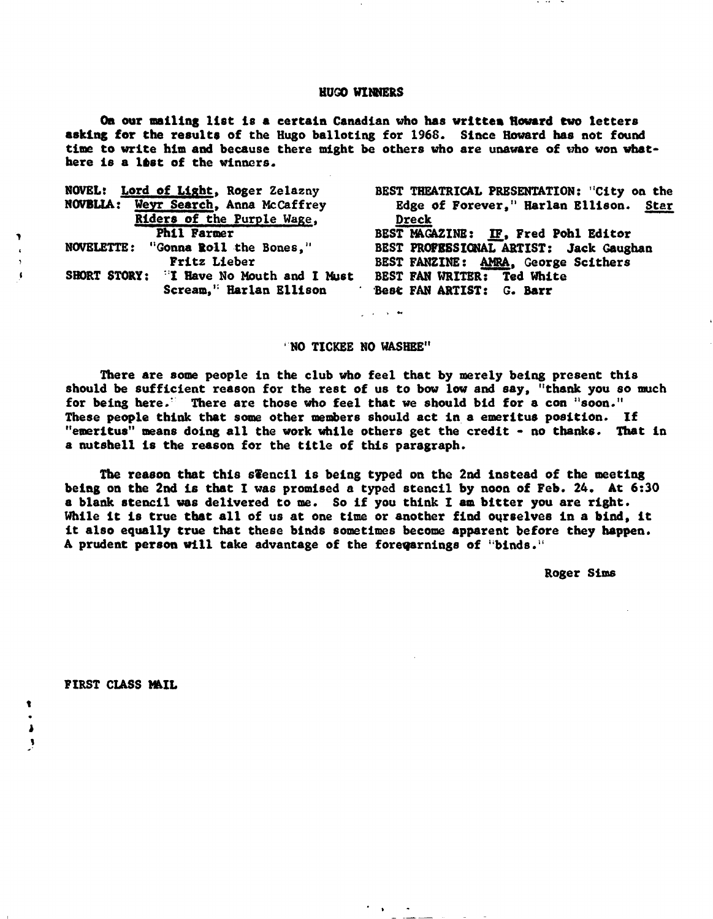## HUGO WINNERS

On our mailing list is a certain Canadian who has written Howard two letters asking for the results of the Hugo balloting for 1968. Since Howard has not found time to write him and because there might be others who are unaware of who won what-here is a lést of the winners.

NOVEL: Lord of Light, Roger Zelazny
NOVELLA: Weyr Search, Anna McCaffrey
Riders of the Purple Wage, Phil Farmer
NOVELETTE: "Gonna Roll the Bones," Fritz Lieber
SHORT STORY: "I Have No Mouth and I Must Scream," Harlan Ellison

BEST THEATRICAL PRESENTATION: "City on the Edge of Forever," Harlan Ellison. Star Dreck
BEST MAGAZINE: IF, Fred Pohl Editor
BEST PROFESSIONAL ARTIST: Jack Gaughan
BEST FANZINE: AMRA, George Scithers
BEST FAN WRITER: Ted White
Best FAN ARTIST: G. Barr

## "NO TICKEE NO WASHEE"

There are some people in the club who feel that by merely being present this should be sufficient reason for the rest of us to bow low and say, "thank you so much for being here." There are those who feel that we should bid for a con "soon." These people think that some other members should act in a emeritus position. If "emeritus" means doing all the work while others get the credit - no thanks. That in a nutshell is the reason for the title of this paragraph.

The reason that this stencil is being typed on the 2nd instead of the meeting being on the 2nd is that I was promised a typed stencil by noon of Feb. 24. At 6:30 a blank stencil was delivered to me. So if you think I am bitter you are right. While it is true that all of us at one time or another find ourselves in a bind, it it also equally true that these binds sometimes become apparent before they happen. A prudent person will take advantage of the forewarnings of "binds."

Roger Sims

FIRST CLASS MAIL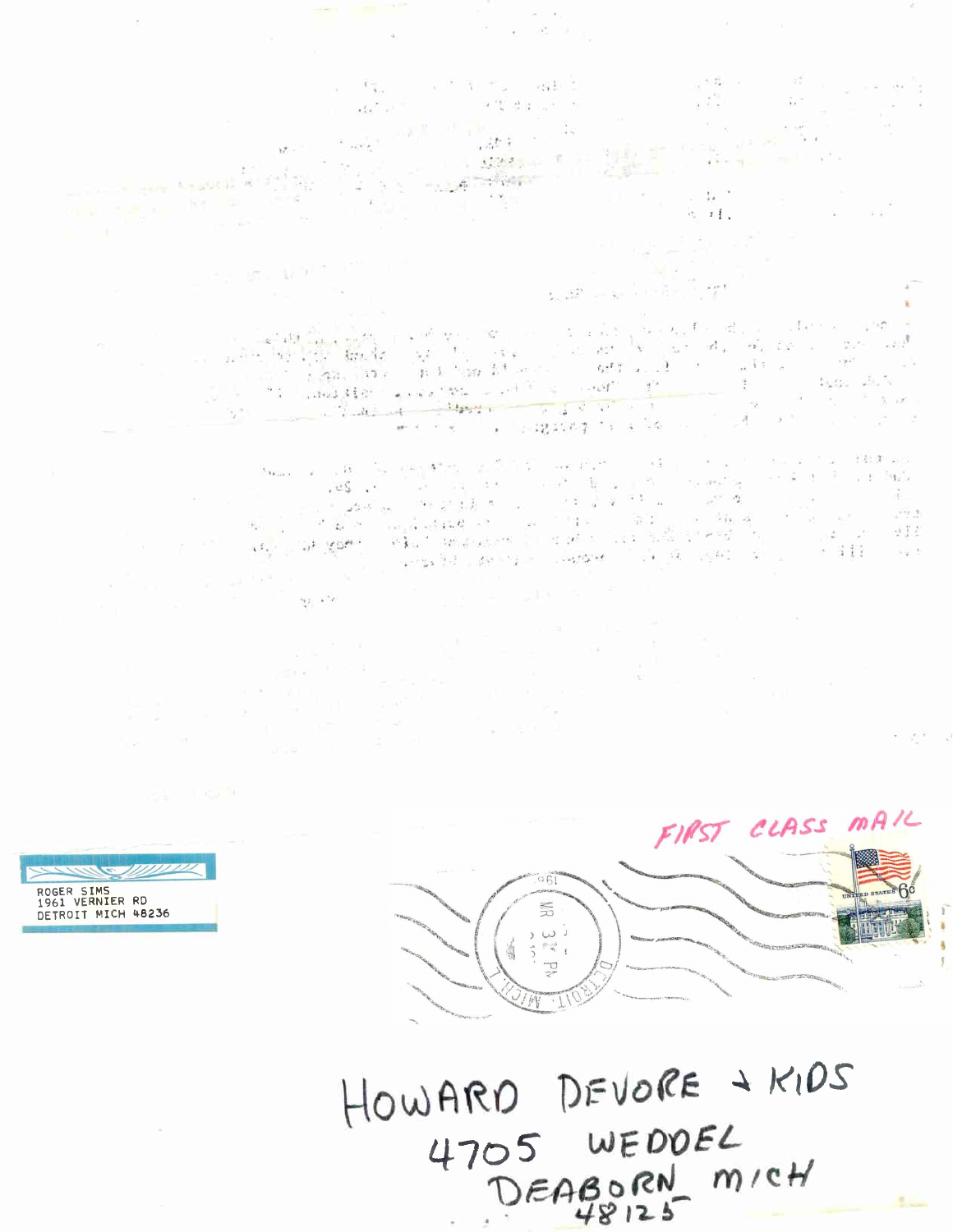ROGER SIMS
1961 VERNIER RD
DETROIT MICH 48236

FIRST CLASS MAIL

DETROIT, MICH.
MR 3 PM
197

UNITED STATES 6c

HOWARD DEVORE + KIDS
4705 WEDDEL
DEABORN MICH
48125